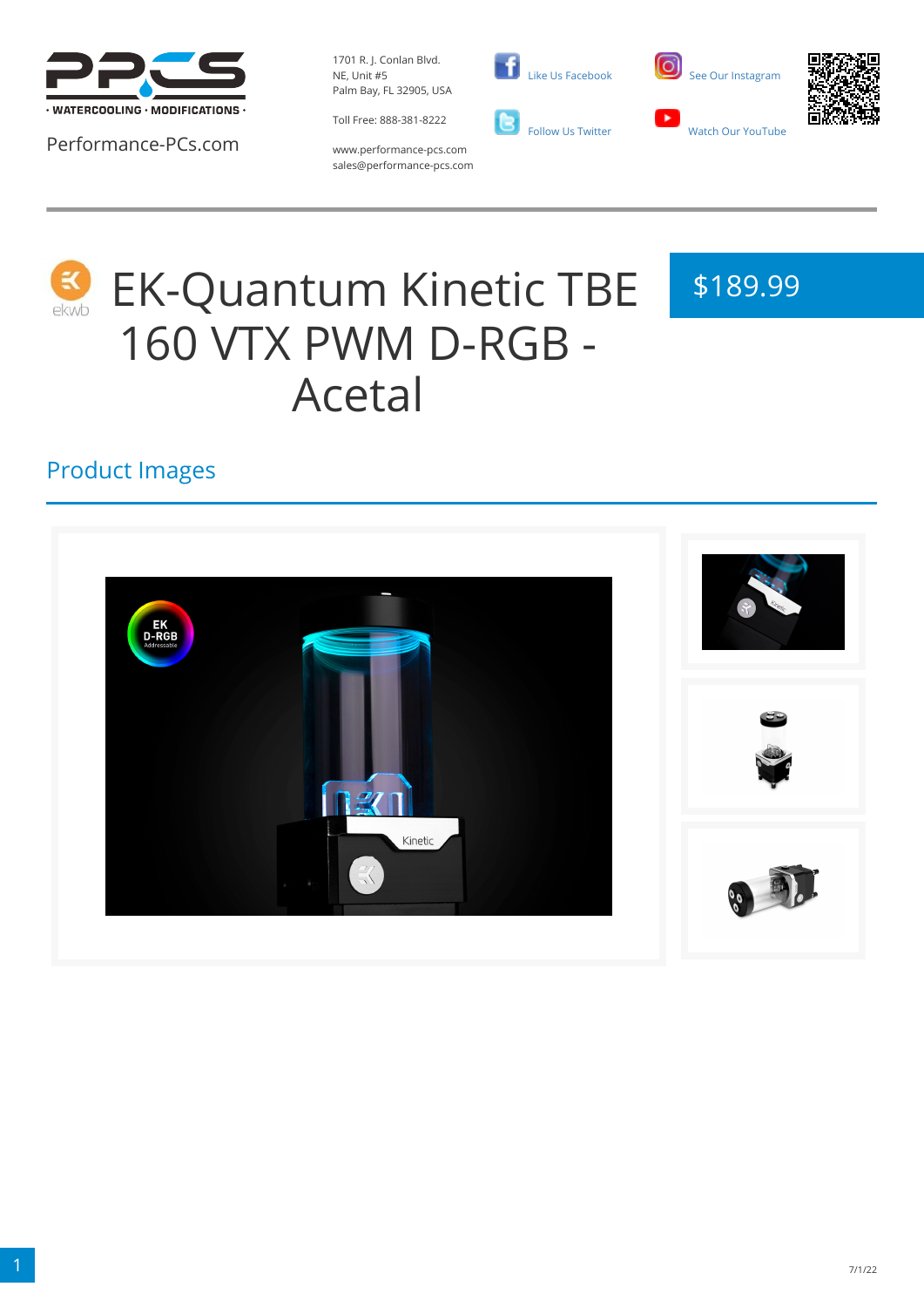PPCS · WATERCOOLING · MODIFICATIONS ·

Performance-PCs.com

1701 R. J. Conlan Blvd.
NE, Unit #5
Palm Bay, FL 32905, USA

Toll Free: 888-381-8222

www.performance-pcs.com
sales@performance-pcs.com

Like Us Facebook

Follow Us Twitter

See Our Instagram

Watch Our YouTube

# EK-Quantum Kinetic TBE 160 VTX PWM D-RGB - Acetal

$189.99

## Product Images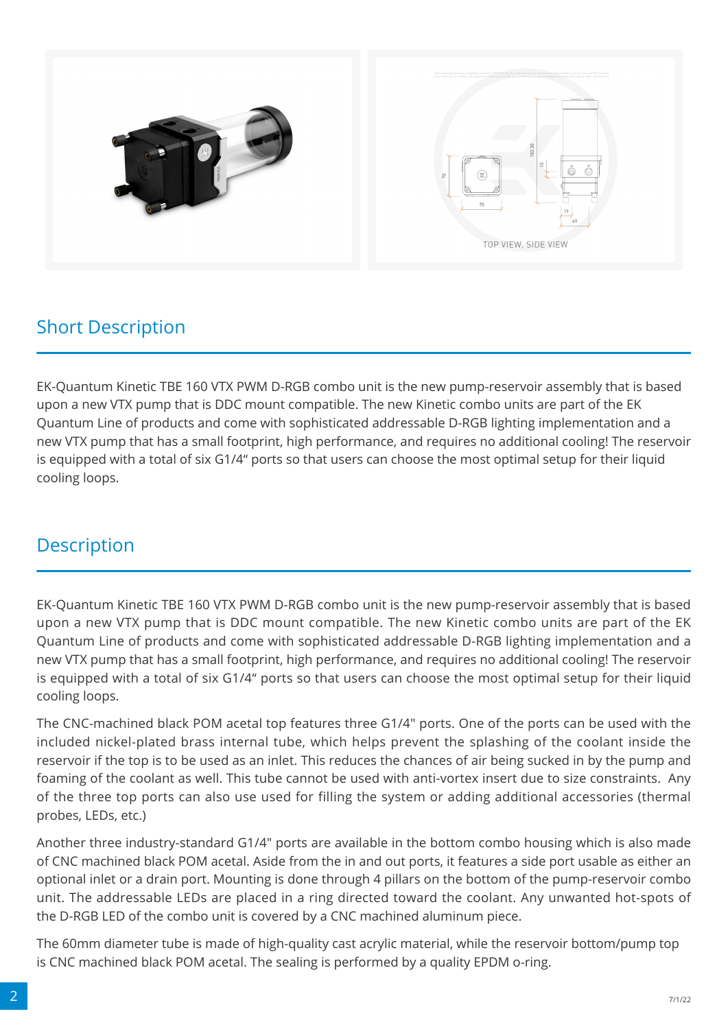TOP VIEW, SIDE VIEW

## Short Description

EK-Quantum Kinetic TBE 160 VTX PWM D-RGB combo unit is the new pump-reservoir assembly that is based upon a new VTX pump that is DDC mount compatible. The new Kinetic combo units are part of the EK Quantum Line of products and come with sophisticated addressable D-RGB lighting implementation and a new VTX pump that has a small footprint, high performance, and requires no additional cooling! The reservoir is equipped with a total of six G1/4“ ports so that users can choose the most optimal setup for their liquid cooling loops.

## Description

EK-Quantum Kinetic TBE 160 VTX PWM D-RGB combo unit is the new pump-reservoir assembly that is based upon a new VTX pump that is DDC mount compatible. The new Kinetic combo units are part of the EK Quantum Line of products and come with sophisticated addressable D-RGB lighting implementation and a new VTX pump that has a small footprint, high performance, and requires no additional cooling! The reservoir is equipped with a total of six G1/4“ ports so that users can choose the most optimal setup for their liquid cooling loops.

The CNC-machined black POM acetal top features three G1/4" ports. One of the ports can be used with the included nickel-plated brass internal tube, which helps prevent the splashing of the coolant inside the reservoir if the top is to be used as an inlet. This reduces the chances of air being sucked in by the pump and foaming of the coolant as well. This tube cannot be used with anti-vortex insert due to size constraints. Any of the three top ports can also use used for filling the system or adding additional accessories (thermal probes, LEDs, etc.)

Another three industry-standard G1/4" ports are available in the bottom combo housing which is also made of CNC machined black POM acetal. Aside from the in and out ports, it features a side port usable as either an optional inlet or a drain port. Mounting is done through 4 pillars on the bottom of the pump-reservoir combo unit. The addressable LEDs are placed in a ring directed toward the coolant. Any unwanted hot-spots of the D-RGB LED of the combo unit is covered by a CNC machined aluminum piece.

The 60mm diameter tube is made of high-quality cast acrylic material, while the reservoir bottom/pump top is CNC machined black POM acetal. The sealing is performed by a quality EPDM o-ring.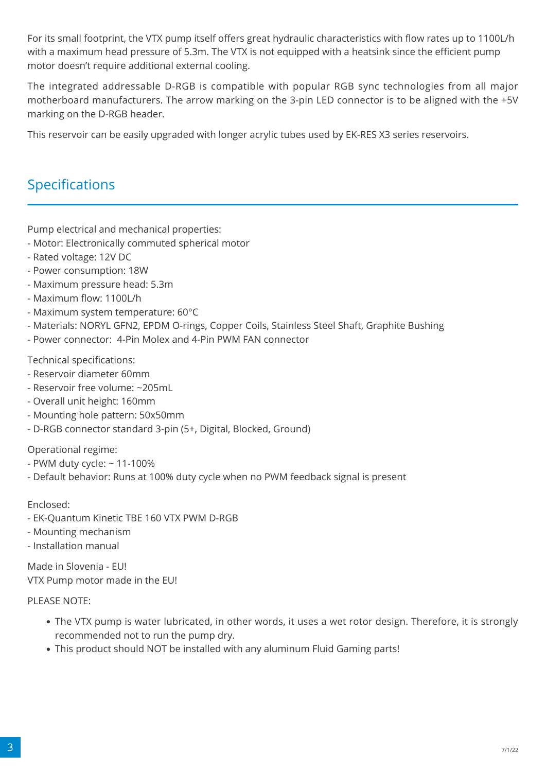For its small footprint, the VTX pump itself offers great hydraulic characteristics with flow rates up to 1100L/h with a maximum head pressure of 5.3m. The VTX is not equipped with a heatsink since the efficient pump motor doesn't require additional external cooling.

The integrated addressable D-RGB is compatible with popular RGB sync technologies from all major motherboard manufacturers. The arrow marking on the 3-pin LED connector is to be aligned with the +5V marking on the D-RGB header.

This reservoir can be easily upgraded with longer acrylic tubes used by EK-RES X3 series reservoirs.

## Specifications

Pump electrical and mechanical properties:
- Motor: Electronically commuted spherical motor
- Rated voltage: 12V DC
- Power consumption: 18W
- Maximum pressure head: 5.3m
- Maximum flow: 1100L/h
- Maximum system temperature: 60°C
- Materials: NORYL GFN2, EPDM O-rings, Copper Coils, Stainless Steel Shaft, Graphite Bushing
- Power connector: 4-Pin Molex and 4-Pin PWM FAN connector

Technical specifications:
- Reservoir diameter 60mm
- Reservoir free volume: ~205mL
- Overall unit height: 160mm
- Mounting hole pattern: 50x50mm
- D-RGB connector standard 3-pin (5+, Digital, Blocked, Ground)

Operational regime:
- PWM duty cycle: ~ 11-100%
- Default behavior: Runs at 100% duty cycle when no PWM feedback signal is present

Enclosed:
- EK-Quantum Kinetic TBE 160 VTX PWM D-RGB
- Mounting mechanism
- Installation manual

Made in Slovenia - EU!
VTX Pump motor made in the EU!

PLEASE NOTE:

- The VTX pump is water lubricated, in other words, it uses a wet rotor design. Therefore, it is strongly recommended not to run the pump dry.
- This product should NOT be installed with any aluminum Fluid Gaming parts!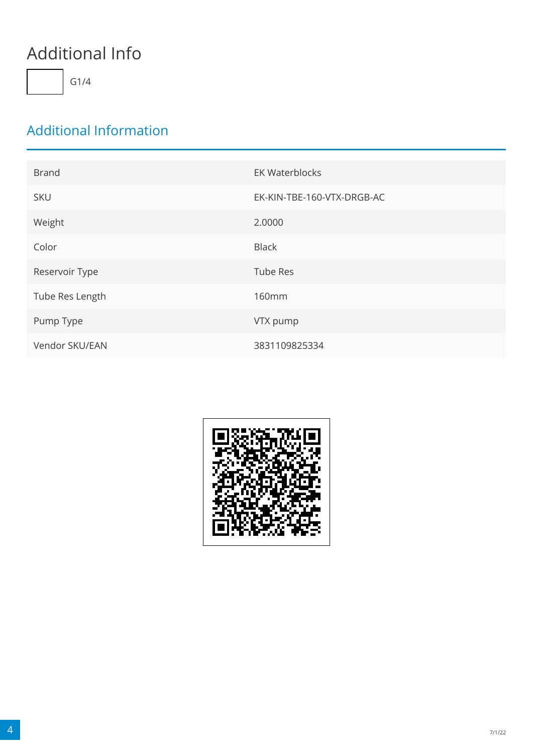# Additional Info

| | |
|---|---|
| | G1/4 |

## Additional Information

| | |
|---|---|
| Brand | EK Waterblocks |
| SKU | EK-KIN-TBE-160-VTX-DRGB-AC |
| Weight | 2.0000 |
| Color | Black |
| Reservoir Type | Tube Res |
| Tube Res Length | 160mm |
| Pump Type | VTX pump |
| Vendor SKU/EAN | 3831109825334 |